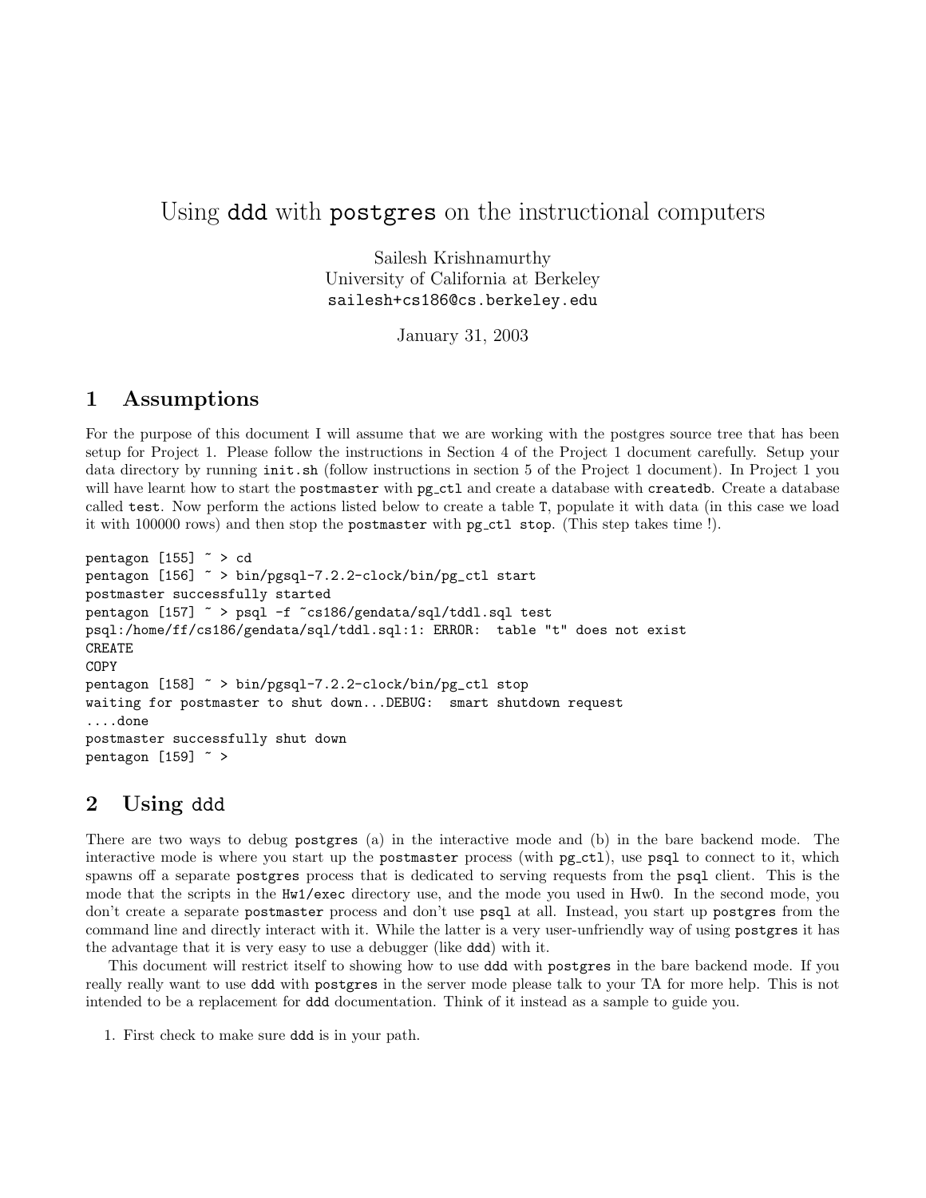# Using ddd with postgres on the instructional computers

Sailesh Krishnamurthy
University of California at Berkeley
sailesh+cs186@cs.berkeley.edu

January 31, 2003

## 1 Assumptions

For the purpose of this document I will assume that we are working with the postgres source tree that has been setup for Project 1. Please follow the instructions in Section 4 of the Project 1 document carefully. Setup your data directory by running `init.sh` (follow instructions in section 5 of the Project 1 document). In Project 1 you will have learnt how to start the `postmaster` with `pg_ctl` and create a database with `createdb`. Create a database called `test`. Now perform the actions listed below to create a table `T`, populate it with data (in this case we load it with 100000 rows) and then stop the `postmaster` with `pg_ctl stop`. (This step takes time !).

```
pentagon [155] ~ > cd
pentagon [156] ~ > bin/pgsql-7.2.2-clock/bin/pg_ctl start
postmaster successfully started
pentagon [157] ~ > psql -f ~cs186/gendata/sql/tddl.sql test
psql:/home/ff/cs186/gendata/sql/tddl.sql:1: ERROR:  table "t" does not exist
CREATE
COPY
pentagon [158] ~ > bin/pgsql-7.2.2-clock/bin/pg_ctl stop
waiting for postmaster to shut down...DEBUG:  smart shutdown request
....done
postmaster successfully shut down
pentagon [159] ~ >
```

## 2 Using ddd

There are two ways to debug `postgres` (a) in the interactive mode and (b) in the bare backend mode. The interactive mode is where you start up the `postmaster` process (with `pg_ctl`), use `psql` to connect to it, which spawns off a separate `postgres` process that is dedicated to serving requests from the `psql` client. This is the mode that the scripts in the `Hw1/exec` directory use, and the mode you used in Hw0. In the second mode, you don't create a separate `postmaster` process and don't use `psql` at all. Instead, you start up `postgres` from the command line and directly interact with it. While the latter is a very user-unfriendly way of using `postgres` it has the advantage that it is very easy to use a debugger (like `ddd`) with it.

This document will restrict itself to showing how to use `ddd` with `postgres` in the bare backend mode. If you really really want to use `ddd` with `postgres` in the server mode please talk to your TA for more help. This is not intended to be a replacement for `ddd` documentation. Think of it instead as a sample to guide you.

1. First check to make sure `ddd` is in your path.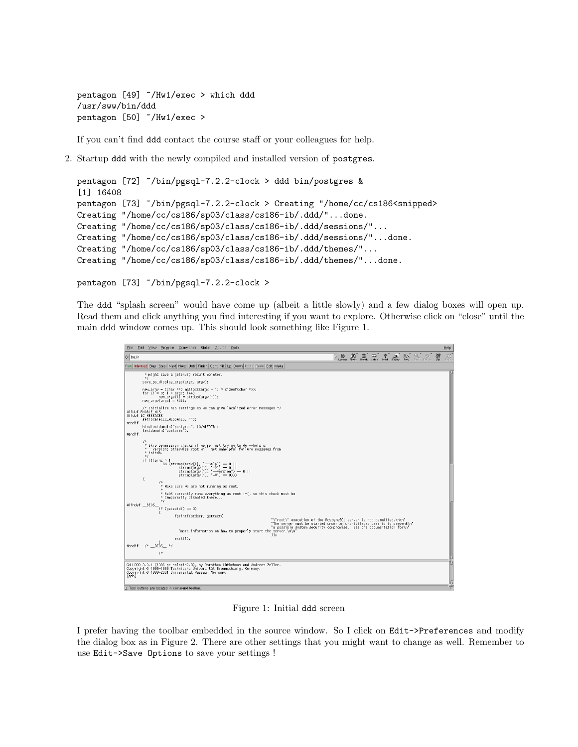```
pentagon [49] ~/Hw1/exec > which ddd
/usr/sww/bin/ddd
pentagon [50] ~/Hw1/exec >
```

If you can't find ddd contact the course staff or your colleagues for help.

2. Startup ddd with the newly compiled and installed version of postgres.

```
pentagon [72] ~/bin/pgsql-7.2.2-clock > ddd bin/postgres &
[1] 16408
pentagon [73] ~/bin/pgsql-7.2.2-clock > Creating "/home/cc/cs186<snipped>
Creating "/home/cc/cs186/sp03/class/cs186-ib/.ddd/"...done.
Creating "/home/cc/cs186/sp03/class/cs186-ib/.ddd/sessions/"...
Creating "/home/cc/cs186/sp03/class/cs186-ib/.ddd/sessions/"...done.
Creating "/home/cc/cs186/sp03/class/cs186-ib/.ddd/themes/"...
Creating "/home/cc/cs186/sp03/class/cs186-ib/.ddd/themes/"...done.

pentagon [73] ~/bin/pgsql-7.2.2-clock >
```

The ddd "splash screen" would have come up (albeit a little slowly) and a few dialog boxes will open up. Read them and click anything you find interesting if you want to explore. Otherwise click on "close" until the main ddd window comes up. This should look something like Figure 1.

Figure 1: Initial ddd screen

I prefer having the toolbar embedded in the source window. So I click on Edit->Preferences and modify the dialog box as in Figure 2. There are other settings that you might want to change as well. Remember to use Edit->Save Options to save your settings !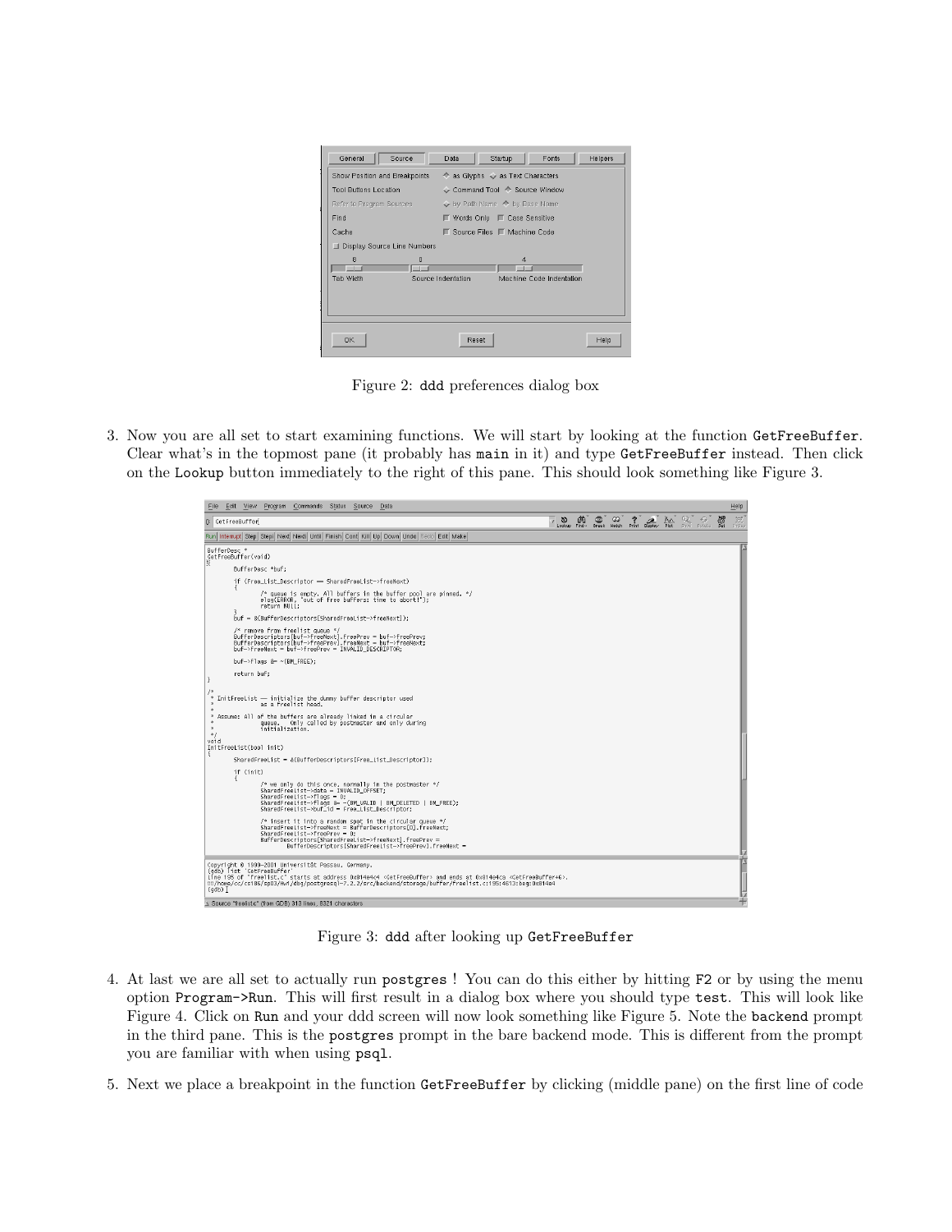Figure 2: ddd preferences dialog box

3. Now you are all set to start examining functions. We will start by looking at the function `GetFreeBuffer`. Clear what's in the topmost pane (it probably has `main` in it) and type `GetFreeBuffer` instead. Then click on the `Lookup` button immediately to the right of this pane. This should look something like Figure 3.

Figure 3: ddd after looking up `GetFreeBuffer`

4. At last we are all set to actually run `postgres` ! You can do this either by hitting F2 or by using the menu option `Program->Run`. This will first result in a dialog box where you should type `test`. This will look like Figure 4. Click on `Run` and your ddd screen will now look something like Figure 5. Note the `backend` prompt in the third pane. This is the `postgres` prompt in the bare backend mode. This is different from the prompt you are familiar with when using `psql`.

5. Next we place a breakpoint in the function `GetFreeBuffer` by clicking (middle pane) on the first line of code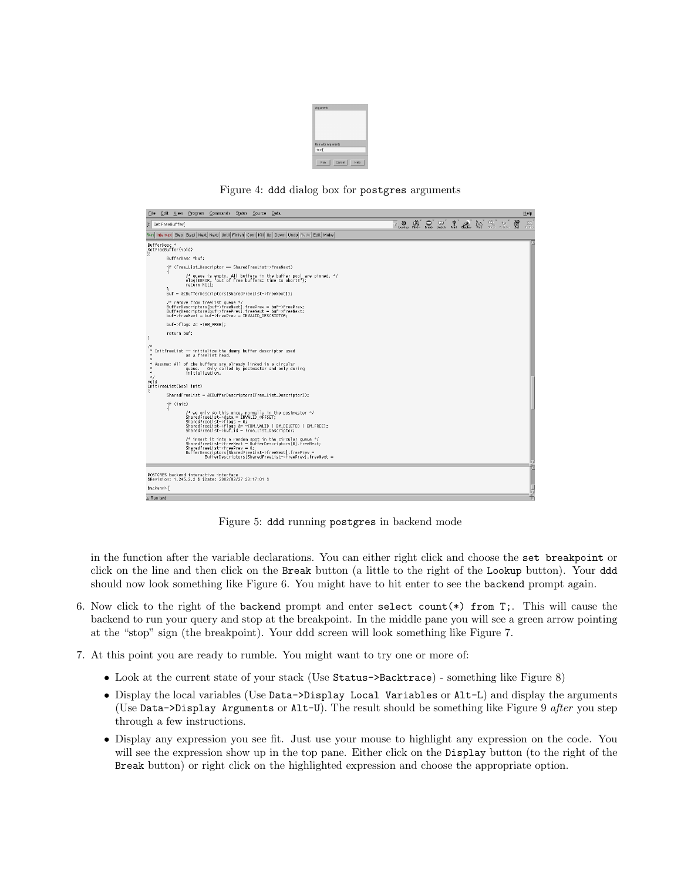Figure 4: `ddd` dialog box for `postgres` arguments

Figure 5: `ddd` running `postgres` in backend mode

in the function after the variable declarations. You can either right click and choose the `set breakpoint` or click on the line and then click on the `Break` button (a little to the right of the `Lookup` button). Your `ddd` should now look something like Figure 6. You might have to hit enter to see the `backend` prompt again.

6. Now click to the right of the `backend` prompt and enter `select count(*) from T;`. This will cause the backend to run your query and stop at the breakpoint. In the middle pane you will see a green arrow pointing at the "stop" sign (the breakpoint). Your ddd screen will look something like Figure 7.

7. At this point you are ready to rumble. You might want to try one or more of:

   - Look at the current state of your stack (Use `Status->Backtrace`) - something like Figure 8)
   - Display the local variables (Use `Data->Display Local Variables` or `Alt-L`) and display the arguments (Use `Data->Display Arguments` or `Alt-U`). The result should be something like Figure 9 *after* you step through a few instructions.
   - Display any expression you see fit. Just use your mouse to highlight any expression on the code. You will see the expression show up in the top pane. Either click on the `Display` button (to the right of the `Break` button) or right click on the highlighted expression and choose the appropriate option.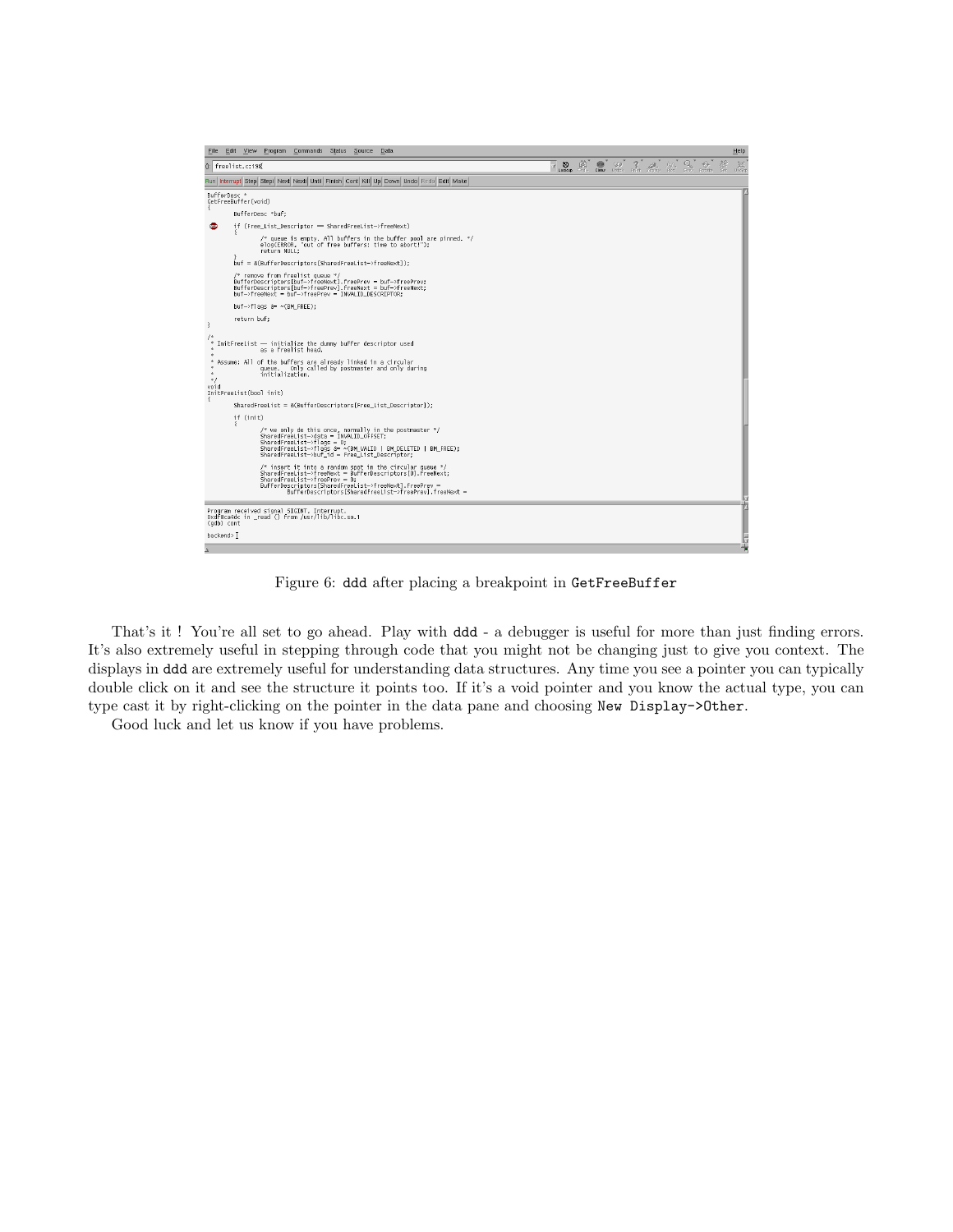Figure 6: ddd after placing a breakpoint in GetFreeBuffer

That's it ! You're all set to go ahead. Play with ddd - a debugger is useful for more than just finding errors. It's also extremely useful in stepping through code that you might not be changing just to give you context. The displays in ddd are extremely useful for understanding data structures. Any time you see a pointer you can typically double click on it and see the structure it points too. If it's a void pointer and you know the actual type, you can type cast it by right-clicking on the pointer in the data pane and choosing `New Display->Other`.

Good luck and let us know if you have problems.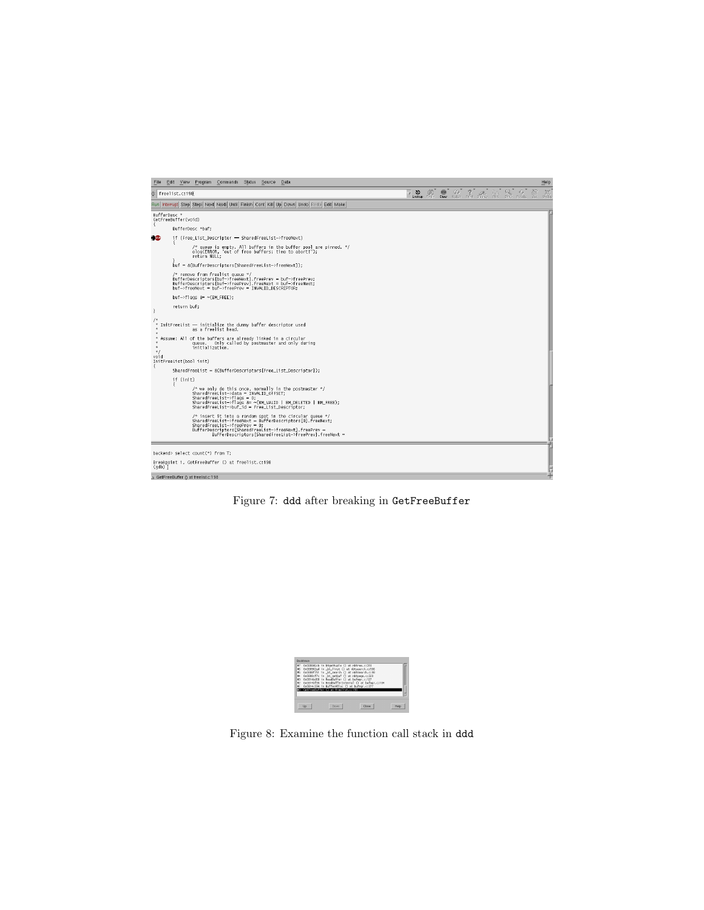Figure 7: ddd after breaking in GetFreeBuffer

Figure 8: Examine the function call stack in ddd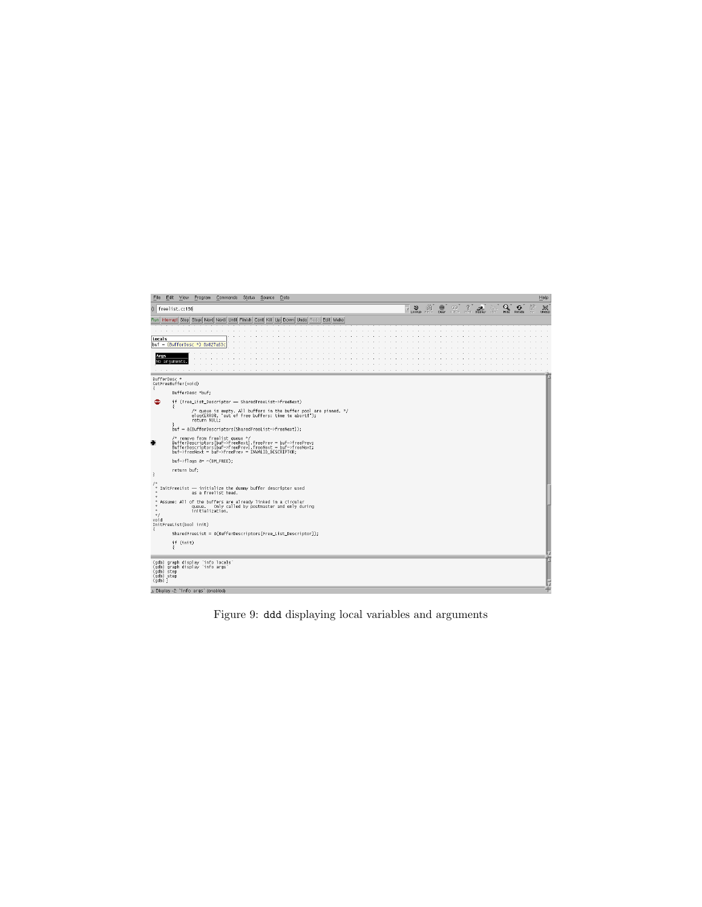Figure 9: ddd displaying local variables and arguments